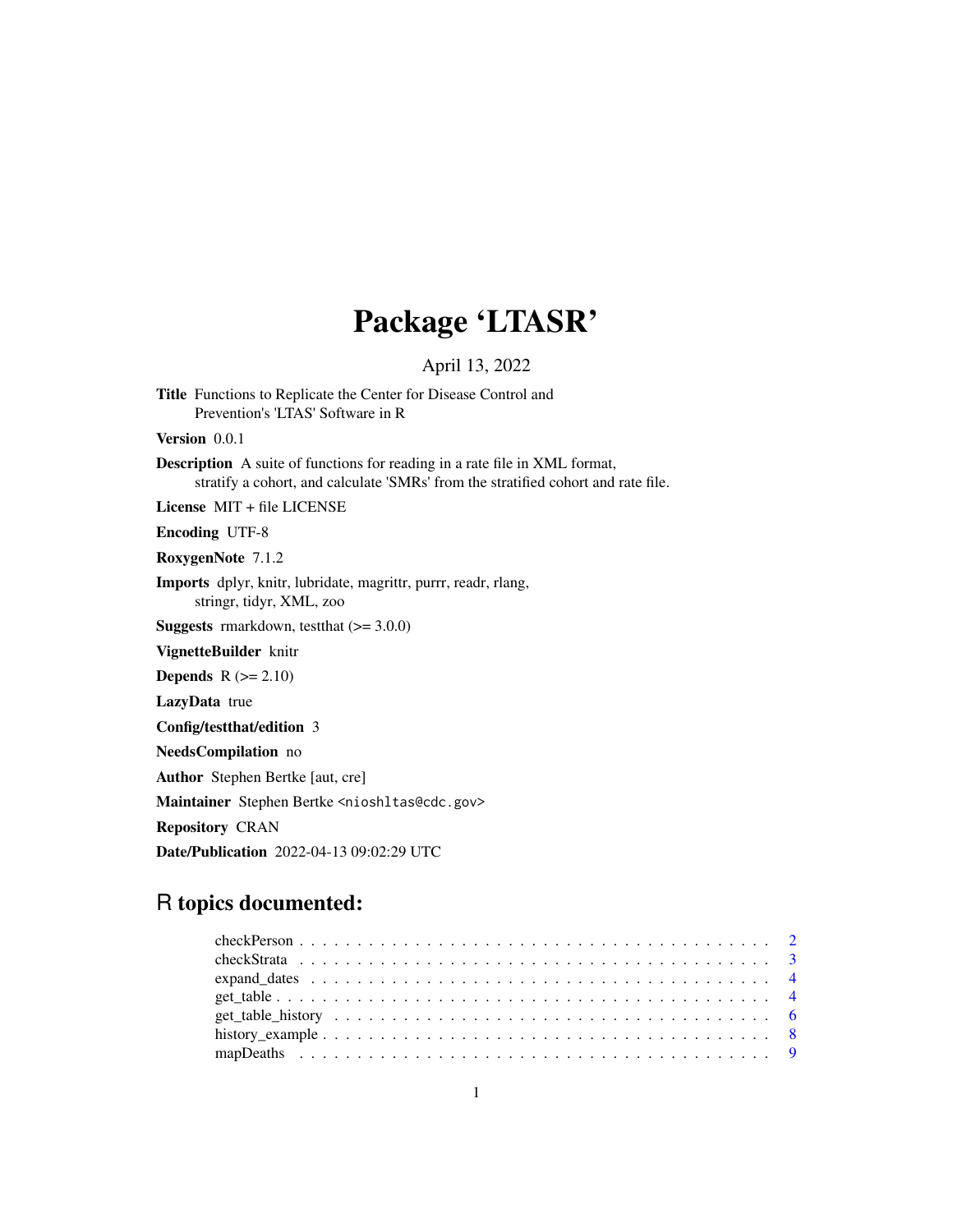# Package 'LTASR'

April 13, 2022

**Title** Functions to Replicate the Center for Disease Control and Prevention's 'LTAS' Software in R

**Version** 0.0.1

**Description** A suite of functions for reading in a rate file in XML format, stratify a cohort, and calculate 'SMRs' from the stratified cohort and rate file.

**License** MIT + file LICENSE

**Encoding** UTF-8

**RoxygenNote** 7.1.2

**Imports** dplyr, knitr, lubridate, magrittr, purrr, readr, rlang, stringr, tidyr, XML, zoo

**Suggests** rmarkdown, testthat (>= 3.0.0)

**VignetteBuilder** knitr

**Depends** R (>= 2.10)

**LazyData** true

**Config/testthat/edition** 3

**NeedsCompilation** no

**Author** Stephen Bertke [aut, cre]

**Maintainer** Stephen Bertke <nioshltas@cdc.gov>

**Repository** CRAN

**Date/Publication** 2022-04-13 09:02:29 UTC

## R topics documented:

| | |
|---|---|
| checkPerson | 2 |
| checkStrata | 3 |
| expand_dates | 4 |
| get_table | 4 |
| get_table_history | 6 |
| history_example | 8 |
| mapDeaths | 9 |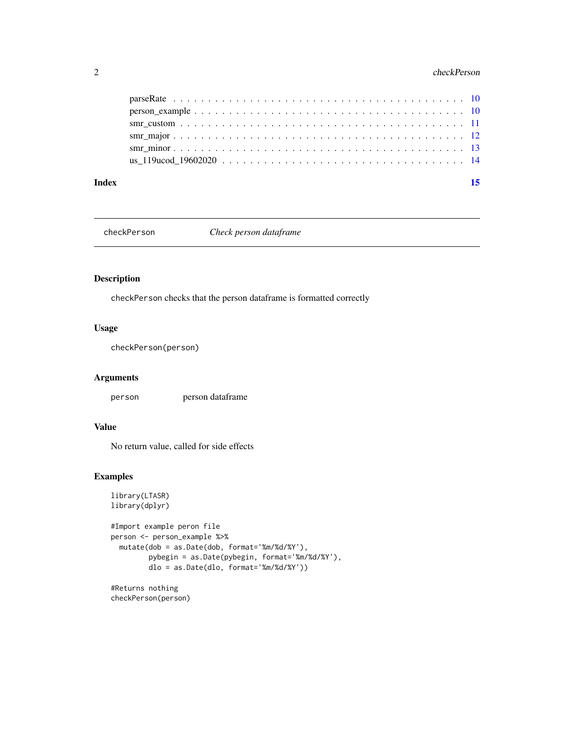parseRate . . . . . . . . . . . . . . . . . . . . . . . . . . . . . . . . . . . . . . . 10
person_example . . . . . . . . . . . . . . . . . . . . . . . . . . . . . . . . . . . . 10
smr_custom . . . . . . . . . . . . . . . . . . . . . . . . . . . . . . . . . . . . . . 11
smr_major . . . . . . . . . . . . . . . . . . . . . . . . . . . . . . . . . . . . . . . 12
smr_minor . . . . . . . . . . . . . . . . . . . . . . . . . . . . . . . . . . . . . . . 13
us_119ucod_19602020 . . . . . . . . . . . . . . . . . . . . . . . . . . . . . . . . . 14

**Index** **15**

---

## checkPerson — *Check person dataframe*

### Description

`checkPerson` checks that the person dataframe is formatted correctly

### Usage

```
checkPerson(person)
```

### Arguments

`person` person dataframe

### Value

No return value, called for side effects

### Examples

```
library(LTASR)
library(dplyr)

#Import example peron file
person <- person_example %>%
  mutate(dob = as.Date(dob, format='%m/%d/%Y'),
         pybegin = as.Date(pybegin, format='%m/%d/%Y'),
         dlo = as.Date(dlo, format='%m/%d/%Y'))

#Returns nothing
checkPerson(person)
```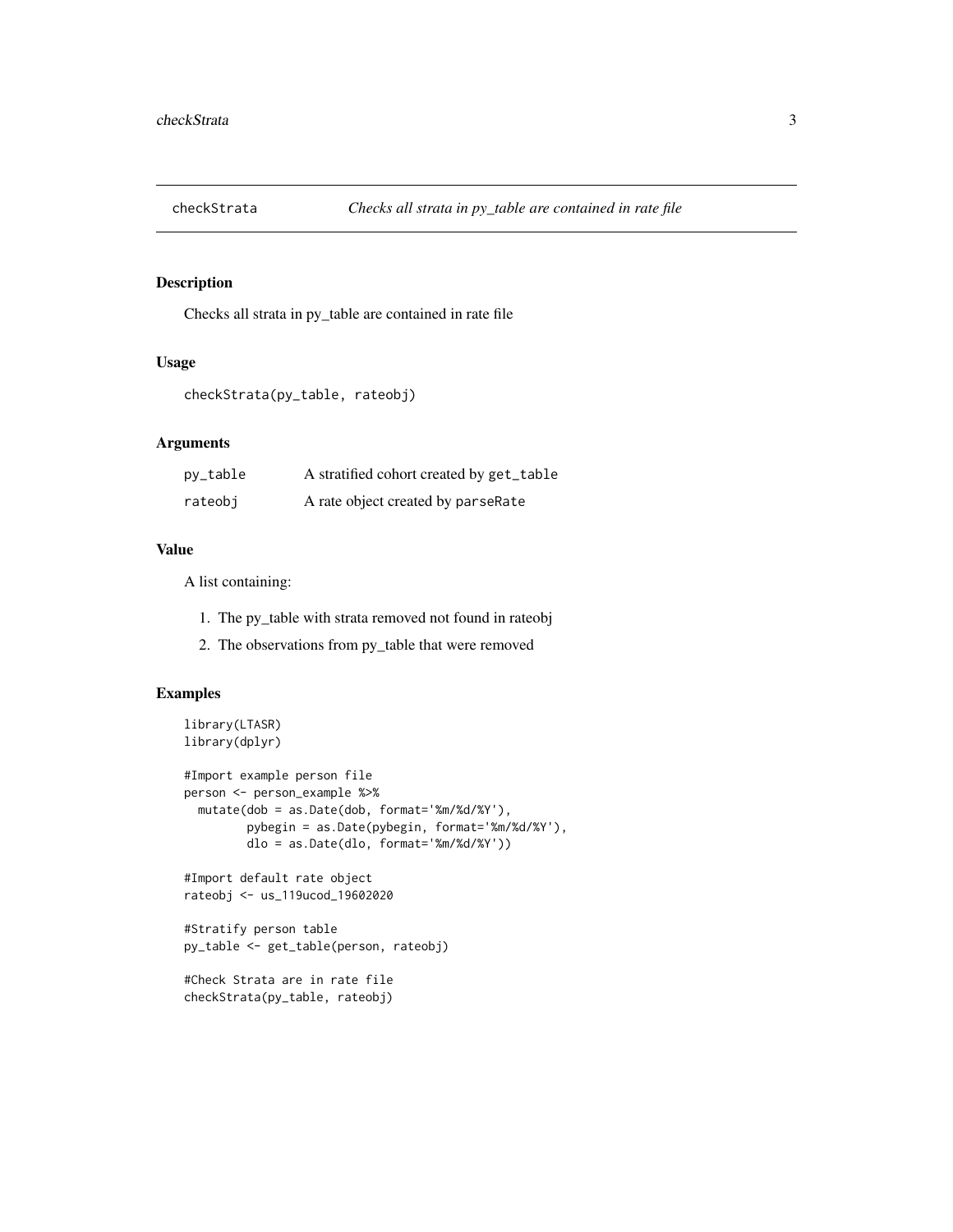## checkStrata — *Checks all strata in py_table are contained in rate file*

### Description

Checks all strata in py_table are contained in rate file

### Usage

```
checkStrata(py_table, rateobj)
```

### Arguments

| | |
|---|---|
| py_table | A stratified cohort created by `get_table` |
| rateobj | A rate object created by `parseRate` |

### Value

A list containing:

1. The py_table with strata removed not found in rateobj
2. The observations from py_table that were removed

### Examples

```
library(LTASR)
library(dplyr)

#Import example person file
person <- person_example %>%
  mutate(dob = as.Date(dob, format='%m/%d/%Y'),
         pybegin = as.Date(pybegin, format='%m/%d/%Y'),
         dlo = as.Date(dlo, format='%m/%d/%Y'))

#Import default rate object
rateobj <- us_119ucod_19602020

#Stratify person table
py_table <- get_table(person, rateobj)

#Check Strata are in rate file
checkStrata(py_table, rateobj)
```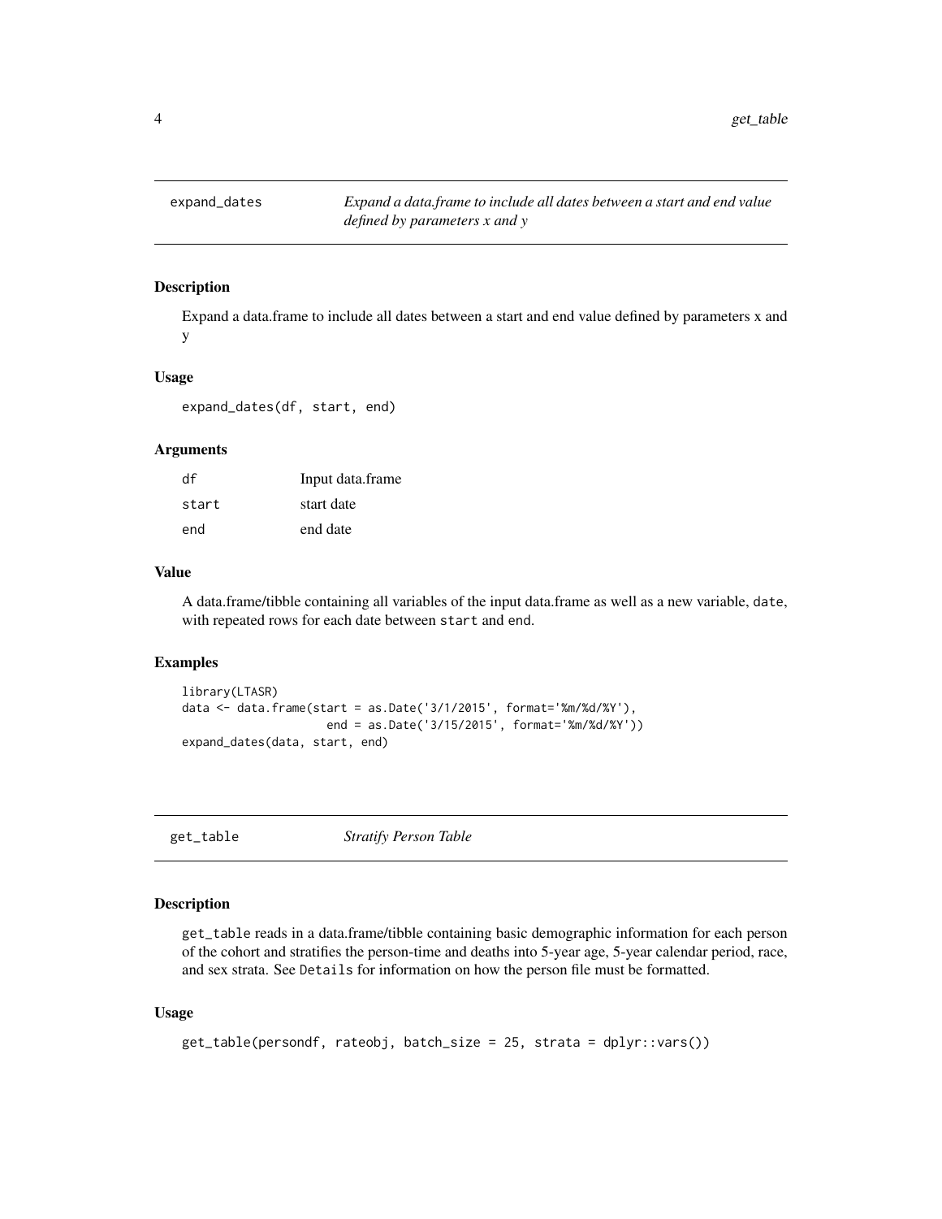## expand_dates — *Expand a data.frame to include all dates between a start and end value defined by parameters x and y*

### Description

Expand a data.frame to include all dates between a start and end value defined by parameters x and y

### Usage

```
expand_dates(df, start, end)
```

### Arguments

| | |
|---|---|
| df | Input data.frame |
| start | start date |
| end | end date |

### Value

A data.frame/tibble containing all variables of the input data.frame as well as a new variable, `date`, with repeated rows for each date between `start` and `end`.

### Examples

```
library(LTASR)
data <- data.frame(start = as.Date('3/1/2015', format='%m/%d/%Y'),
                   end = as.Date('3/15/2015', format='%m/%d/%Y'))
expand_dates(data, start, end)
```

## get_table — *Stratify Person Table*

### Description

`get_table` reads in a data.frame/tibble containing basic demographic information for each person of the cohort and stratifies the person-time and deaths into 5-year age, 5-year calendar period, race, and sex strata. See `Details` for information on how the person file must be formatted.

### Usage

```
get_table(persondf, rateobj, batch_size = 25, strata = dplyr::vars())
```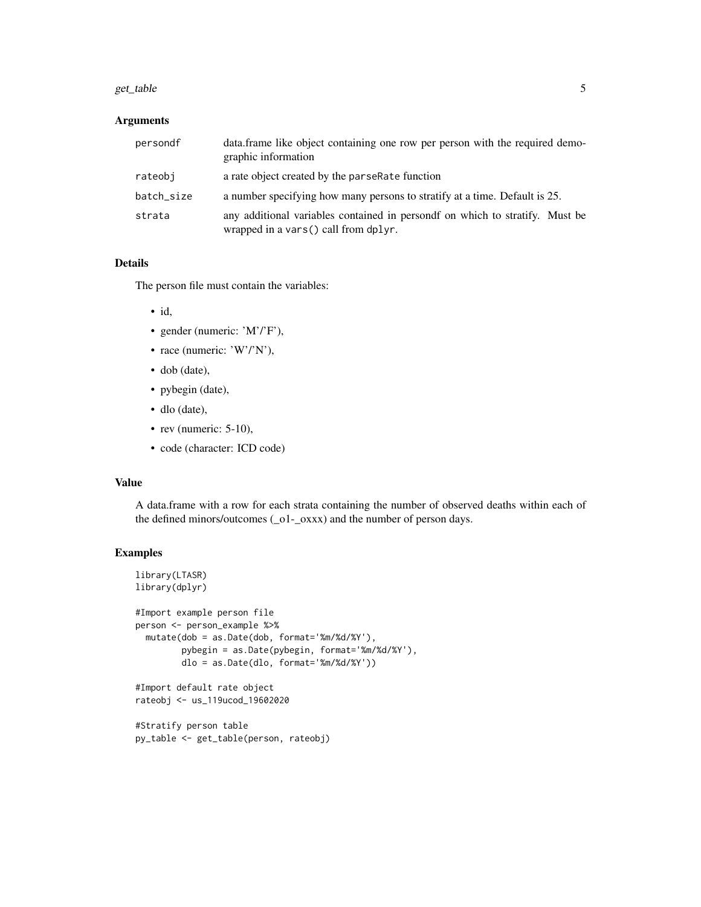### Arguments

| | |
|---|---|
| persondf | data.frame like object containing one row per person with the required demographic information |
| rateobj | a rate object created by the parseRate function |
| batch_size | a number specifying how many persons to stratify at a time. Default is 25. |
| strata | any additional variables contained in persondf on which to stratify. Must be wrapped in a vars() call from dplyr. |

### Details

The person file must contain the variables:

- id,
- gender (numeric: 'M'/'F'),
- race (numeric: 'W'/'N'),
- dob (date),
- pybegin (date),
- dlo (date),
- rev (numeric: 5-10),
- code (character: ICD code)

### Value

A data.frame with a row for each strata containing the number of observed deaths within each of the defined minors/outcomes (_o1-_oxxx) and the number of person days.

### Examples

```
library(LTASR)
library(dplyr)

#Import example person file
person <- person_example %>%
  mutate(dob = as.Date(dob, format='%m/%d/%Y'),
         pybegin = as.Date(pybegin, format='%m/%d/%Y'),
         dlo = as.Date(dlo, format='%m/%d/%Y'))

#Import default rate object
rateobj <- us_119ucod_19602020

#Stratify person table
py_table <- get_table(person, rateobj)
```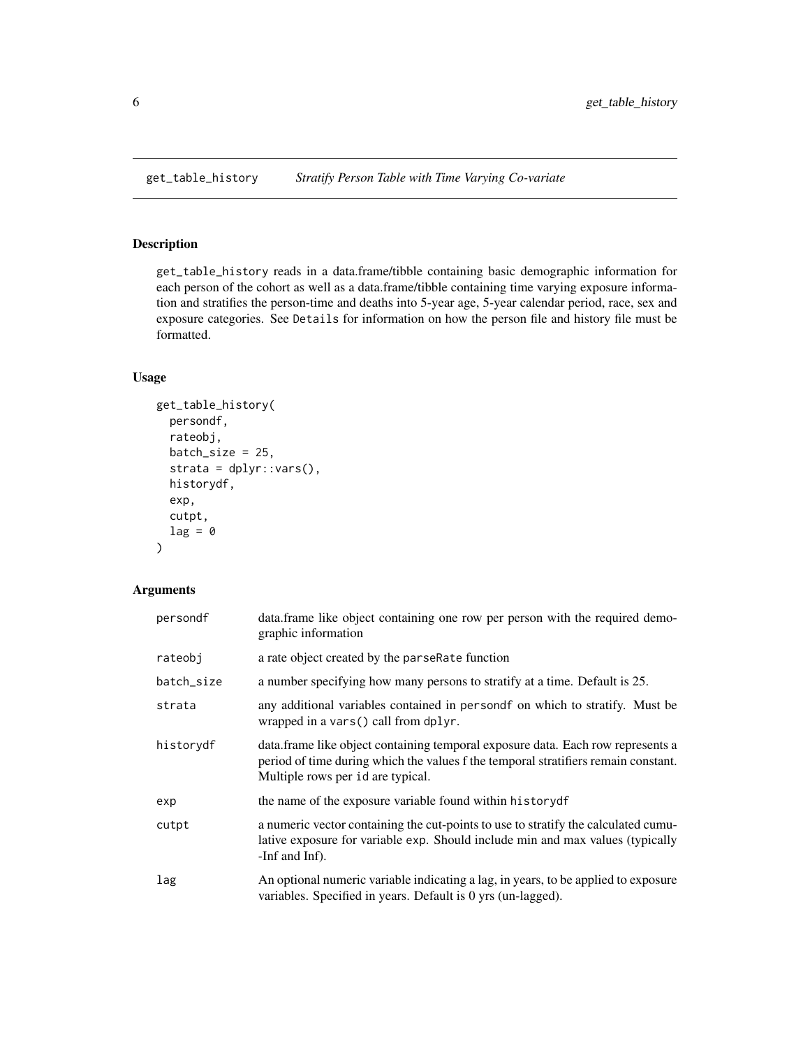## get_table_history — *Stratify Person Table with Time Varying Co-variate*

### Description

get_table_history reads in a data.frame/tibble containing basic demographic information for each person of the cohort as well as a data.frame/tibble containing time varying exposure information and stratifies the person-time and deaths into 5-year age, 5-year calendar period, race, sex and exposure categories. See Details for information on how the person file and history file must be formatted.

### Usage

```
get_table_history(
  persondf,
  rateobj,
  batch_size = 25,
  strata = dplyr::vars(),
  historydf,
  exp,
  cutpt,
  lag = 0
)
```

### Arguments

| | |
|---|---|
| persondf | data.frame like object containing one row per person with the required demographic information |
| rateobj | a rate object created by the parseRate function |
| batch_size | a number specifying how many persons to stratify at a time. Default is 25. |
| strata | any additional variables contained in persondf on which to stratify. Must be wrapped in a vars() call from dplyr. |
| historydf | data.frame like object containing temporal exposure data. Each row represents a period of time during which the values f the temporal stratifiers remain constant. Multiple rows per id are typical. |
| exp | the name of the exposure variable found within historydf |
| cutpt | a numeric vector containing the cut-points to use to stratify the calculated cumulative exposure for variable exp. Should include min and max values (typically -Inf and Inf). |
| lag | An optional numeric variable indicating a lag, in years, to be applied to exposure variables. Specified in years. Default is 0 yrs (un-lagged). |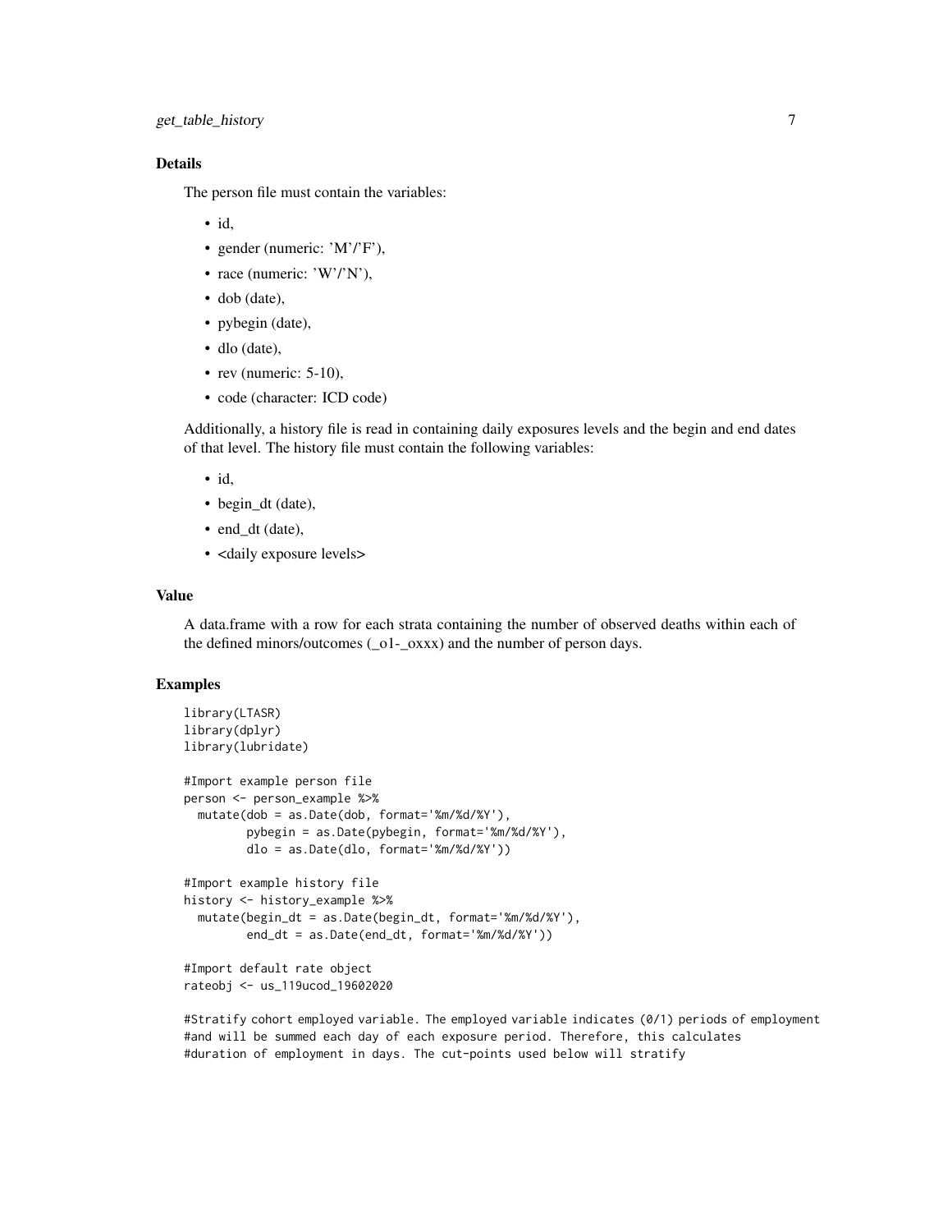### Details

The person file must contain the variables:

- id,
- gender (numeric: 'M'/'F'),
- race (numeric: 'W'/'N'),
- dob (date),
- pybegin (date),
- dlo (date),
- rev (numeric: 5-10),
- code (character: ICD code)

Additionally, a history file is read in containing daily exposures levels and the begin and end dates of that level. The history file must contain the following variables:

- id,
- begin_dt (date),
- end_dt (date),
- <daily exposure levels>

### Value

A data.frame with a row for each strata containing the number of observed deaths within each of the defined minors/outcomes (_o1-_oxxx) and the number of person days.

### Examples

```
library(LTASR)
library(dplyr)
library(lubridate)

#Import example person file
person <- person_example %>%
  mutate(dob = as.Date(dob, format='%m/%d/%Y'),
         pybegin = as.Date(pybegin, format='%m/%d/%Y'),
         dlo = as.Date(dlo, format='%m/%d/%Y'))

#Import example history file
history <- history_example %>%
  mutate(begin_dt = as.Date(begin_dt, format='%m/%d/%Y'),
         end_dt = as.Date(end_dt, format='%m/%d/%Y'))

#Import default rate object
rateobj <- us_119ucod_19602020

#Stratify cohort employed variable. The employed variable indicates (0/1) periods of employment
#and will be summed each day of each exposure period. Therefore, this calculates
#duration of employment in days. The cut-points used below will stratify
```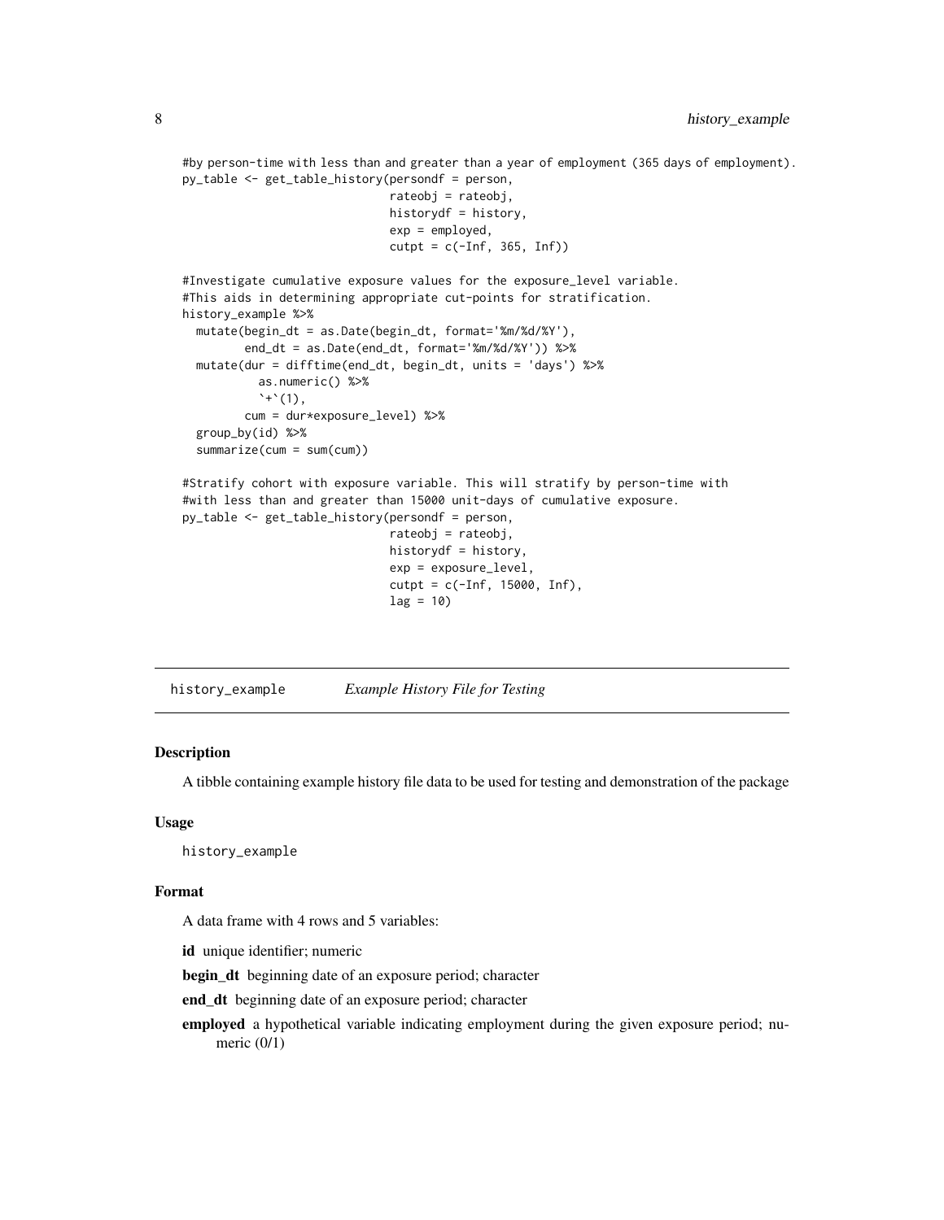```
#by person-time with less than and greater than a year of employment (365 days of employment).
py_table <- get_table_history(persondf = person,
                              rateobj = rateobj,
                              historydf = history,
                              exp = employed,
                              cutpt = c(-Inf, 365, Inf))

#Investigate cumulative exposure values for the exposure_level variable.
#This aids in determining appropriate cut-points for stratification.
history_example %>%
  mutate(begin_dt = as.Date(begin_dt, format='%m/%d/%Y'),
         end_dt = as.Date(end_dt, format='%m/%d/%Y')) %>%
  mutate(dur = difftime(end_dt, begin_dt, units = 'days') %>%
           as.numeric() %>%
           `+`(1),
         cum = dur*exposure_level) %>%
  group_by(id) %>%
  summarize(cum = sum(cum))

#Stratify cohort with exposure variable. This will stratify by person-time with
#with less than and greater than 15000 unit-days of cumulative exposure.
py_table <- get_table_history(persondf = person,
                              rateobj = rateobj,
                              historydf = history,
                              exp = exposure_level,
                              cutpt = c(-Inf, 15000, Inf),
                              lag = 10)
```

## history_example — *Example History File for Testing*

### Description

A tibble containing example history file data to be used for testing and demonstration of the package

### Usage

```
history_example
```

### Format

A data frame with 4 rows and 5 variables:

**id** unique identifier; numeric

**begin_dt** beginning date of an exposure period; character

**end_dt** beginning date of an exposure period; character

**employed** a hypothetical variable indicating employment during the given exposure period; numeric (0/1)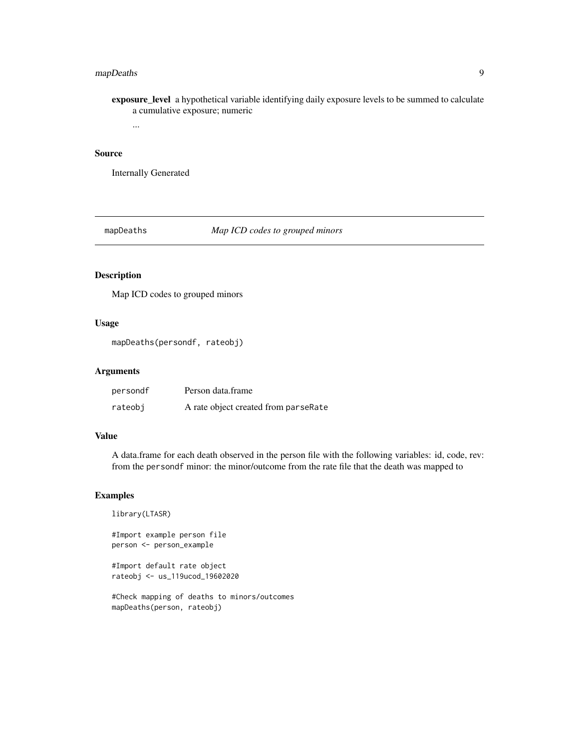**exposure_level** a hypothetical variable identifying daily exposure levels to be summed to calculate a cumulative exposure; numeric

...

## Source

Internally Generated

---

mapDeaths *Map ICD codes to grouped minors*

---

## Description

Map ICD codes to grouped minors

## Usage

```
mapDeaths(persondf, rateobj)
```

## Arguments

| | |
|---|---|
| persondf | Person data.frame |
| rateobj | A rate object created from parseRate |

## Value

A data.frame for each death observed in the person file with the following variables: id, code, rev: from the persondf minor: the minor/outcome from the rate file that the death was mapped to

## Examples

```
library(LTASR)

#Import example person file
person <- person_example

#Import default rate object
rateobj <- us_119ucod_19602020

#Check mapping of deaths to minors/outcomes
mapDeaths(person, rateobj)
```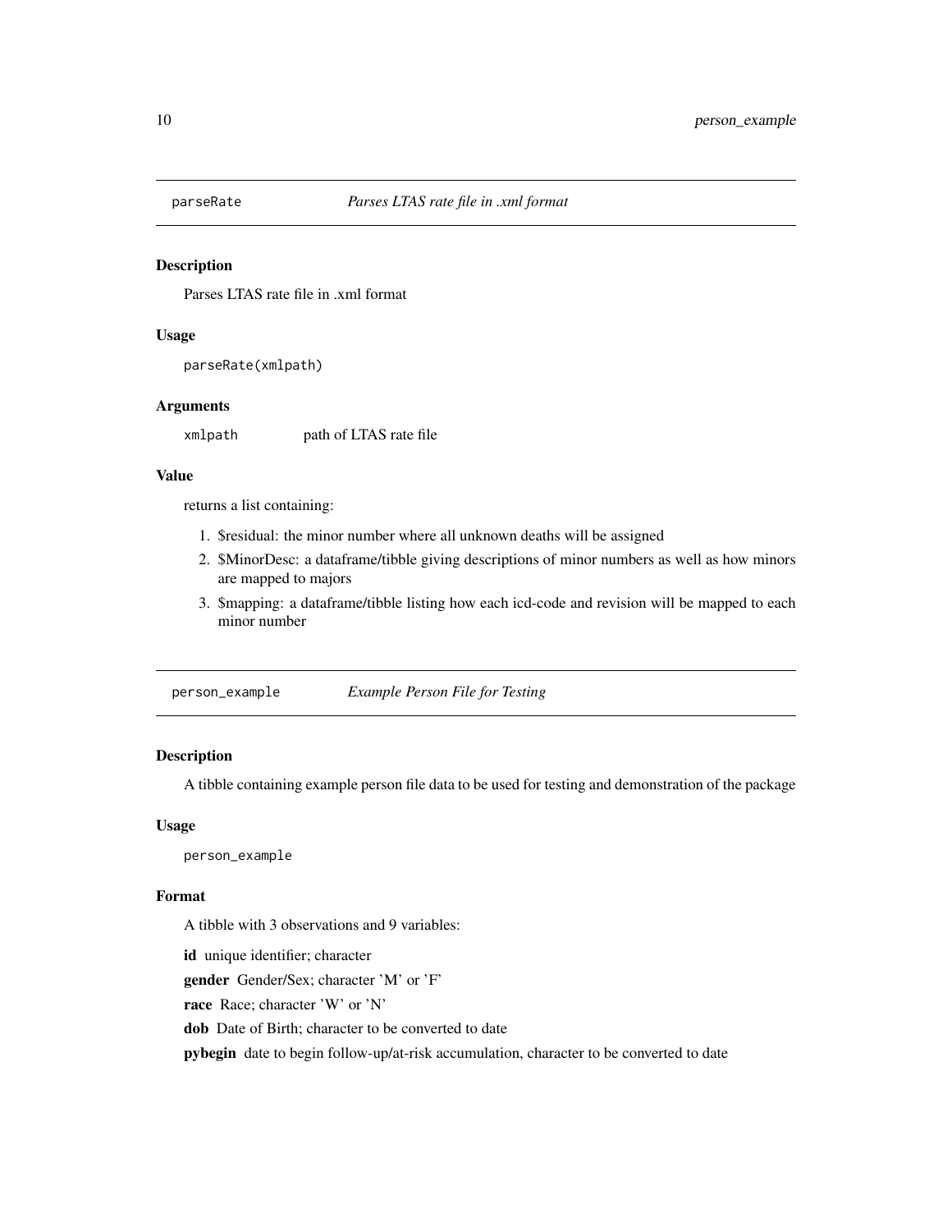## parseRate *Parses LTAS rate file in .xml format*

### Description

Parses LTAS rate file in .xml format

### Usage

```
parseRate(xmlpath)
```

### Arguments

| | |
|---|---|
| xmlpath | path of LTAS rate file |

### Value

returns a list containing:

1. $residual: the minor number where all unknown deaths will be assigned
2. $MinorDesc: a dataframe/tibble giving descriptions of minor numbers as well as how minors are mapped to majors
3. $mapping: a dataframe/tibble listing how each icd-code and revision will be mapped to each minor number

## person_example *Example Person File for Testing*

### Description

A tibble containing example person file data to be used for testing and demonstration of the package

### Usage

```
person_example
```

### Format

A tibble with 3 observations and 9 variables:

**id** unique identifier; character

**gender** Gender/Sex; character 'M' or 'F'

**race** Race; character 'W' or 'N'

**dob** Date of Birth; character to be converted to date

**pybegin** date to begin follow-up/at-risk accumulation, character to be converted to date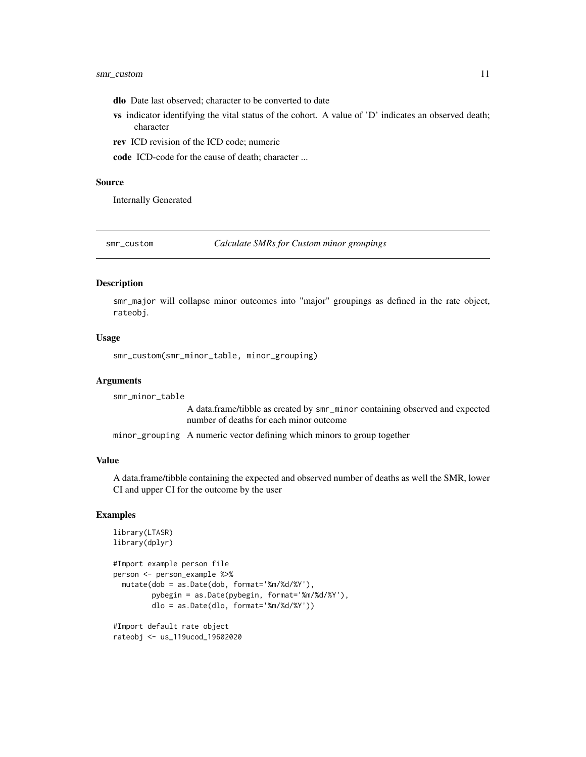**dlo** Date last observed; character to be converted to date

**vs** indicator identifying the vital status of the cohort. A value of 'D' indicates an observed death; character

**rev** ICD revision of the ICD code; numeric

**code** ICD-code for the cause of death; character ...

### Source

Internally Generated

---

## smr_custom *Calculate SMRs for Custom minor groupings*

### Description

smr_major will collapse minor outcomes into "major" groupings as defined in the rate object, rateobj.

### Usage

```
smr_custom(smr_minor_table, minor_grouping)
```

### Arguments

smr_minor_table
: A data.frame/tibble as created by smr_minor containing observed and expected number of deaths for each minor outcome

minor_grouping
: A numeric vector defining which minors to group together

### Value

A data.frame/tibble containing the expected and observed number of deaths as well the SMR, lower CI and upper CI for the outcome by the user

### Examples

```
library(LTASR)
library(dplyr)

#Import example person file
person <- person_example %>%
  mutate(dob = as.Date(dob, format='%m/%d/%Y'),
         pybegin = as.Date(pybegin, format='%m/%d/%Y'),
         dlo = as.Date(dlo, format='%m/%d/%Y'))

#Import default rate object
rateobj <- us_119ucod_19602020
```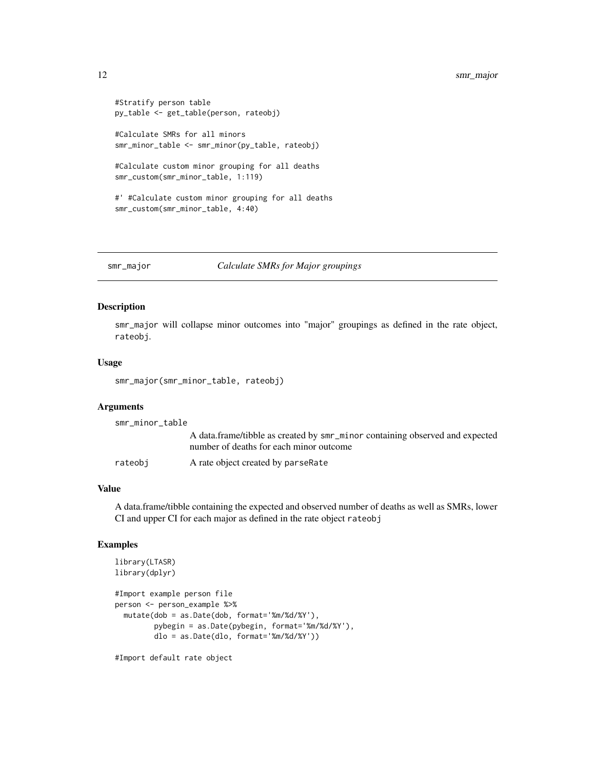```
#Stratify person table
py_table <- get_table(person, rateobj)

#Calculate SMRs for all minors
smr_minor_table <- smr_minor(py_table, rateobj)

#Calculate custom minor grouping for all deaths
smr_custom(smr_minor_table, 1:119)

#' #Calculate custom minor grouping for all deaths
smr_custom(smr_minor_table, 4:40)
```

---

## smr_major — *Calculate SMRs for Major groupings*

---

### Description

smr_major will collapse minor outcomes into "major" groupings as defined in the rate object, rateobj.

### Usage

```
smr_major(smr_minor_table, rateobj)
```

### Arguments

| | |
|---|---|
| smr_minor_table | A data.frame/tibble as created by smr_minor containing observed and expected number of deaths for each minor outcome |
| rateobj | A rate object created by parseRate |

### Value

A data.frame/tibble containing the expected and observed number of deaths as well as SMRs, lower CI and upper CI for each major as defined in the rate object rateobj

### Examples

```
library(LTASR)
library(dplyr)

#Import example person file
person <- person_example %>%
  mutate(dob = as.Date(dob, format='%m/%d/%Y'),
         pybegin = as.Date(pybegin, format='%m/%d/%Y'),
         dlo = as.Date(dlo, format='%m/%d/%Y'))

#Import default rate object
```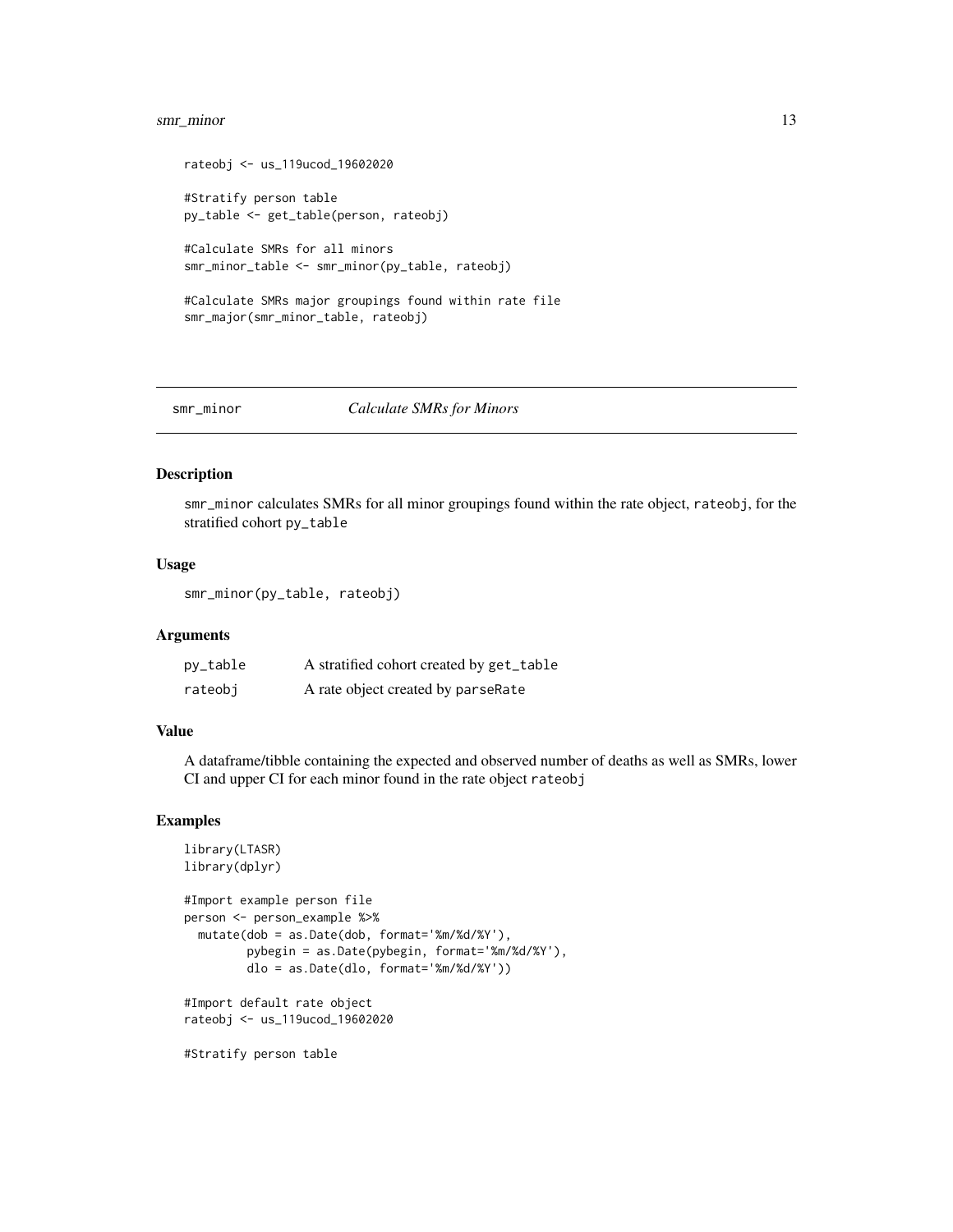```
rateobj <- us_119ucod_19602020

#Stratify person table
py_table <- get_table(person, rateobj)

#Calculate SMRs for all minors
smr_minor_table <- smr_minor(py_table, rateobj)

#Calculate SMRs major groupings found within rate file
smr_major(smr_minor_table, rateobj)
```

---

## smr_minor    *Calculate SMRs for Minors*

---

### Description

smr_minor calculates SMRs for all minor groupings found within the rate object, rateobj, for the stratified cohort py_table

### Usage

```
smr_minor(py_table, rateobj)
```

### Arguments

| | |
|---|---|
| py_table | A stratified cohort created by get_table |
| rateobj | A rate object created by parseRate |

### Value

A dataframe/tibble containing the expected and observed number of deaths as well as SMRs, lower CI and upper CI for each minor found in the rate object rateobj

### Examples

```
library(LTASR)
library(dplyr)

#Import example person file
person <- person_example %>%
  mutate(dob = as.Date(dob, format='%m/%d/%Y'),
         pybegin = as.Date(pybegin, format='%m/%d/%Y'),
         dlo = as.Date(dlo, format='%m/%d/%Y'))

#Import default rate object
rateobj <- us_119ucod_19602020

#Stratify person table
```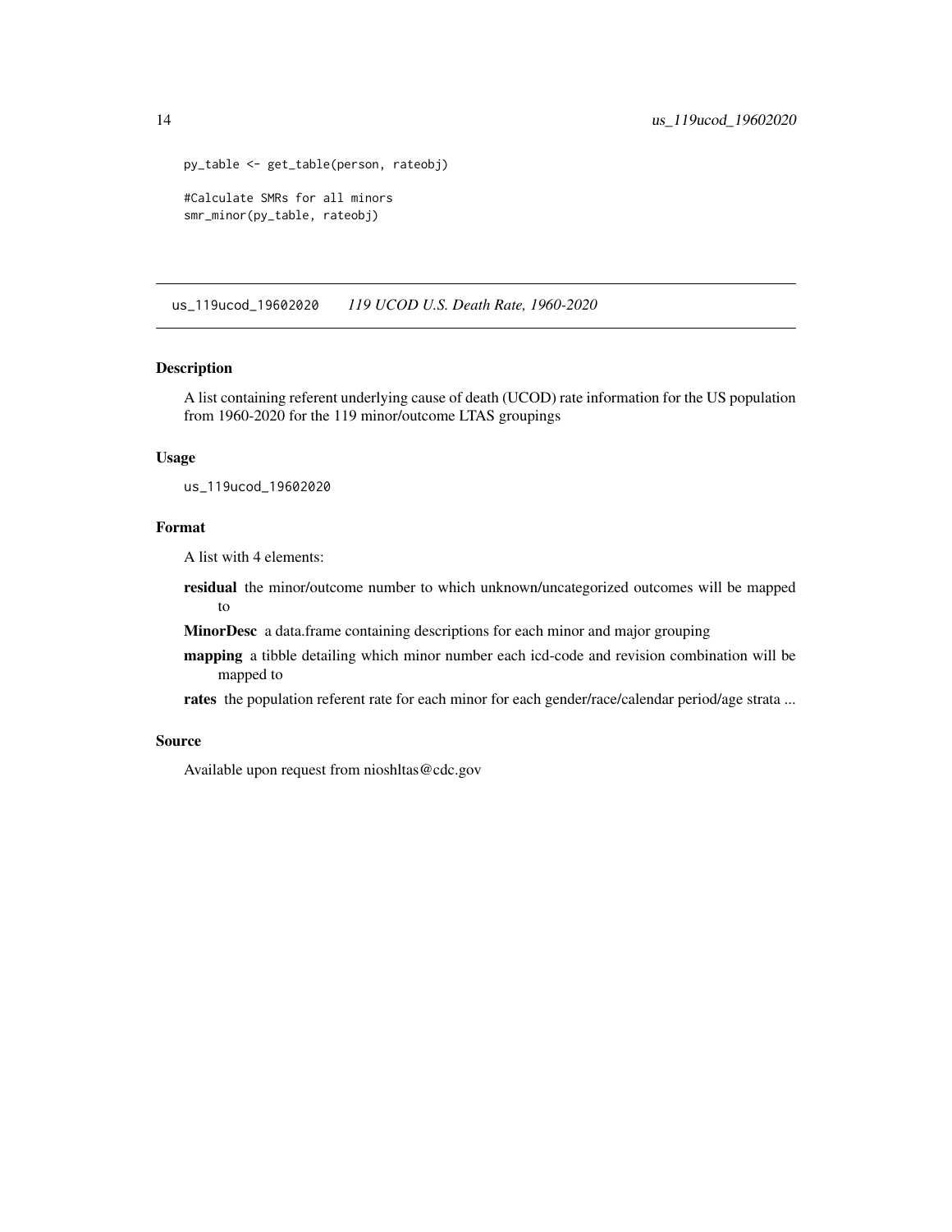```
py_table <- get_table(person, rateobj)

#Calculate SMRs for all minors
smr_minor(py_table, rateobj)
```

## us_119ucod_19602020 *119 UCOD U.S. Death Rate, 1960-2020*

### Description

A list containing referent underlying cause of death (UCOD) rate information for the US population from 1960-2020 for the 119 minor/outcome LTAS groupings

### Usage

```
us_119ucod_19602020
```

### Format

A list with 4 elements:

- **residual** the minor/outcome number to which unknown/uncategorized outcomes will be mapped to
- **MinorDesc** a data.frame containing descriptions for each minor and major grouping
- **mapping** a tibble detailing which minor number each icd-code and revision combination will be mapped to
- **rates** the population referent rate for each minor for each gender/race/calendar period/age strata ...

### Source

Available upon request from nioshltas@cdc.gov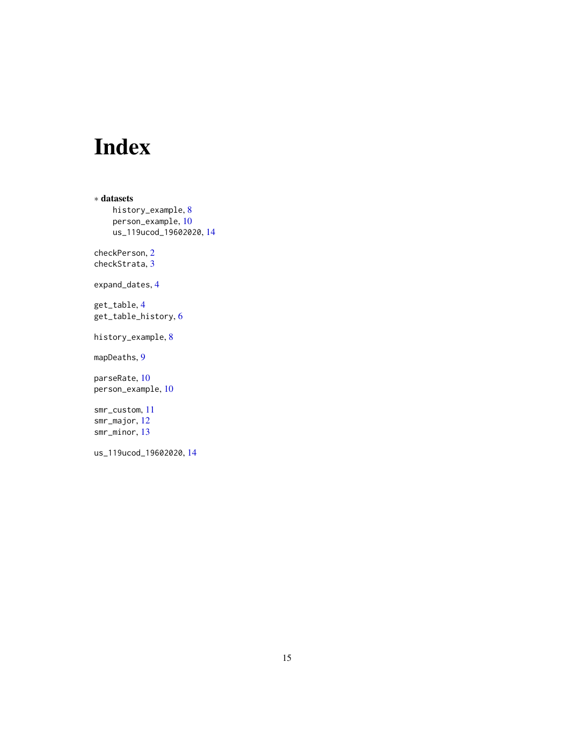# Index

∗ **datasets**
    history_example, 8
    person_example, 10
    us_119ucod_19602020, 14

checkPerson, 2
checkStrata, 3

expand_dates, 4

get_table, 4
get_table_history, 6

history_example, 8

mapDeaths, 9

parseRate, 10
person_example, 10

smr_custom, 11
smr_major, 12
smr_minor, 13

us_119ucod_19602020, 14